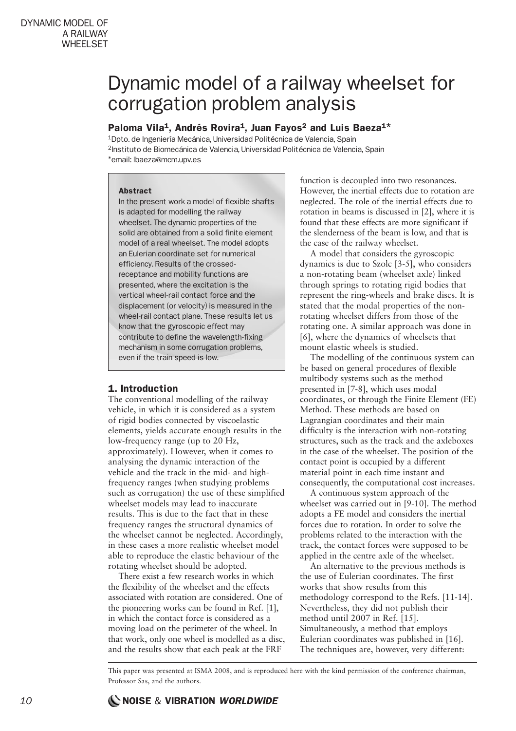# Dynamic model of a railway wheelset for corrugation problem analysis

**Paloma Vila[1], Andrés Rovira[1], Juan Fayos[2] and Luis Baeza[1]***

[1]Dpto. de Ingeniería Mecánica, Universidad Politécnica de Valencia, Spain
[2]Instituto de Biomecánica de Valencia, Universidad Politécnica de Valencia, Spain
*email: lbaeza@mcm.upv.es

**Abstract**

In the present work a model of flexible shafts is adapted for modelling the railway wheelset. The dynamic properties of the solid are obtained from a solid finite element model of a real wheelset. The model adopts an Eulerian coordinate set for numerical efficiency. Results of the crossed-receptance and mobility functions are presented, where the excitation is the vertical wheel-rail contact force and the displacement (or velocity) is measured in the wheel-rail contact plane. These results let us know that the gyroscopic effect may contribute to define the wavelength-fixing mechanism in some corrugation problems, even if the train speed is low.

## 1. Introduction

The conventional modelling of the railway vehicle, in which it is considered as a system of rigid bodies connected by viscoelastic elements, yields accurate enough results in the low-frequency range (up to 20 Hz, approximately). However, when it comes to analysing the dynamic interaction of the vehicle and the track in the mid- and high-frequency ranges (when studying problems such as corrugation) the use of these simplified wheelset models may lead to inaccurate results. This is due to the fact that in these frequency ranges the structural dynamics of the wheelset cannot be neglected. Accordingly, in these cases a more realistic wheelset model able to reproduce the elastic behaviour of the rotating wheelset should be adopted.

There exist a few research works in which the flexibility of the wheelset and the effects associated with rotation are considered. One of the pioneering works can be found in Ref. [1], in which the contact force is considered as a moving load on the perimeter of the wheel. In that work, only one wheel is modelled as a disc, and the results show that each peak at the FRF function is decoupled into two resonances. However, the inertial effects due to rotation are neglected. The role of the inertial effects due to rotation in beams is discussed in [2], where it is found that these effects are more significant if the slenderness of the beam is low, and that is the case of the railway wheelset.

A model that considers the gyroscopic dynamics is due to Szolc [3-5], who considers a non-rotating beam (wheelset axle) linked through springs to rotating rigid bodies that represent the ring-wheels and brake discs. It is stated that the modal properties of the non-rotating wheelset differs from those of the rotating one. A similar approach was done in [6], where the dynamics of wheelsets that mount elastic wheels is studied.

The modelling of the continuous system can be based on general procedures of flexible multibody systems such as the method presented in [7-8], which uses modal coordinates, or through the Finite Element (FE) Method. These methods are based on Lagrangian coordinates and their main difficulty is the interaction with non-rotating structures, such as the track and the axleboxes in the case of the wheelset. The position of the contact point is occupied by a different material point in each time instant and consequently, the computational cost increases.

A continuous system approach of the wheelset was carried out in [9-10]. The method adopts a FE model and considers the inertial forces due to rotation. In order to solve the problems related to the interaction with the track, the contact forces were supposed to be applied in the centre axle of the wheelset.

An alternative to the previous methods is the use of Eulerian coordinates. The first works that show results from this methodology correspond to the Refs. [11-14]. Nevertheless, they did not publish their method until 2007 in Ref. [15]. Simultaneously, a method that employs Eulerian coordinates was published in [16]. The techniques are, however, very different:

This paper was presented at ISMA 2008, and is reproduced here with the kind permission of the conference chairman, Professor Sas, and the authors.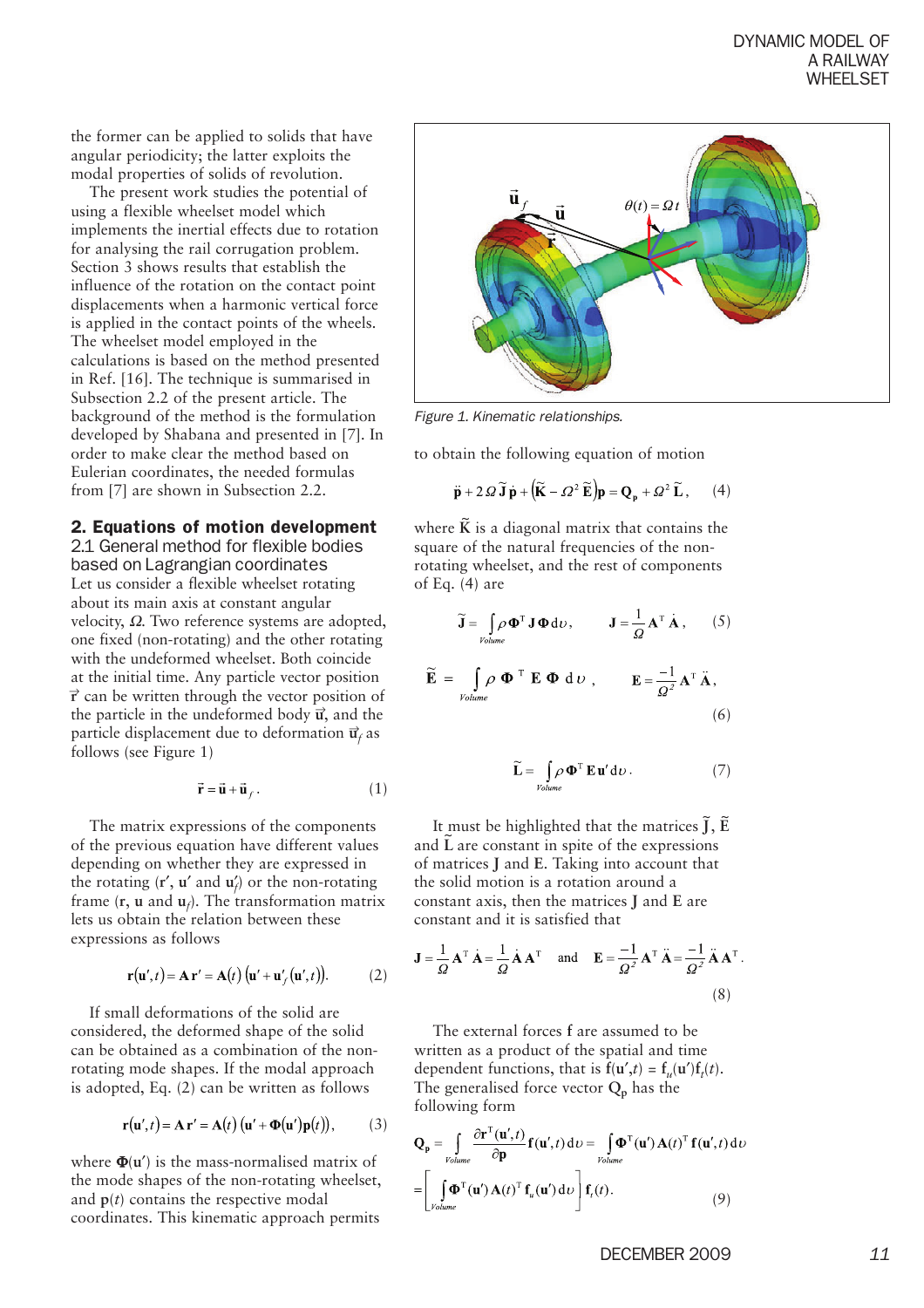the former can be applied to solids that have angular periodicity; the latter exploits the modal properties of solids of revolution.

The present work studies the potential of using a flexible wheelset model which implements the inertial effects due to rotation for analysing the rail corrugation problem. Section 3 shows results that establish the influence of the rotation on the contact point displacements when a harmonic vertical force is applied in the contact points of the wheels. The wheelset model employed in the calculations is based on the method presented in Ref. [16]. The technique is summarised in Subsection 2.2 of the present article. The background of the method is the formulation developed by Shabana and presented in [7]. In order to make clear the method based on Eulerian coordinates, the needed formulas from [7] are shown in Subsection 2.2.

## 2. Equations of motion development

### 2.1 General method for flexible bodies based on Lagrangian coordinates

Let us consider a flexible wheelset rotating about its main axis at constant angular velocity, $\Omega$. Two reference systems are adopted, one fixed (non-rotating) and the other rotating with the undeformed wheelset. Both coincide at the initial time. Any particle vector position $\vec{r}$ can be written through the vector position of the particle in the undeformed body $\vec{u}$, and the particle displacement due to deformation $\vec{u}_f$ as follows (see Figure 1)

$$\vec{\mathbf{r}} = \vec{\mathbf{u}} + \vec{\mathbf{u}}_f\,. \qquad (1)$$

The matrix expressions of the components of the previous equation have different values depending on whether they are expressed in the rotating ($\mathbf{r}'$, $\mathbf{u}'$ and $\mathbf{u}'_f$) or the non-rotating frame ($\mathbf{r}$, $\mathbf{u}$ and $\mathbf{u}_f$). The transformation matrix lets us obtain the relation between these expressions as follows

$$\mathbf{r}(\mathbf{u}',t) = \mathbf{A}\,\mathbf{r}' = \mathbf{A}(t)\left(\mathbf{u}' + \mathbf{u}'_f(\mathbf{u}',t)\right). \qquad (2)$$

If small deformations of the solid are considered, the deformed shape of the solid can be obtained as a combination of the non-rotating mode shapes. If the modal approach is adopted, Eq. (2) can be written as follows

$$\mathbf{r}(\mathbf{u}',t) = \mathbf{A}\,\mathbf{r}' = \mathbf{A}(t)\left(\mathbf{u}' + \boldsymbol{\Phi}(\mathbf{u}')\mathbf{p}(t)\right), \qquad (3)$$

where $\boldsymbol{\Phi}(\mathbf{u}')$ is the mass-normalised matrix of the mode shapes of the non-rotating wheelset, and $\mathbf{p}(t)$ contains the respective modal coordinates. This kinematic approach permits

Figure 1. Kinematic relationships.

to obtain the following equation of motion

$$\ddot{\mathbf{p}} + 2\,\Omega\,\tilde{\mathbf{J}}\,\dot{\mathbf{p}} + \left(\tilde{\mathbf{K}} - \Omega^2\,\tilde{\mathbf{E}}\right)\mathbf{p} = \mathbf{Q}_{\mathbf{p}} + \Omega^2\,\tilde{\mathbf{L}}\,, \qquad (4)$$

where $\tilde{\mathbf{K}}$ is a diagonal matrix that contains the square of the natural frequencies of the non-rotating wheelset, and the rest of components of Eq. (4) are

$$\tilde{\mathbf{J}} = \int_{Volume} \rho\,\boldsymbol{\Phi}^{\mathrm{T}}\,\mathbf{J}\,\boldsymbol{\Phi}\,\mathrm{d}\upsilon\,, \qquad \mathbf{J} = \frac{1}{\Omega}\mathbf{A}^{\mathrm{T}}\,\dot{\mathbf{A}}\,, \qquad (5)$$

$$\tilde{\mathbf{E}} = \int_{Volume} \rho\,\boldsymbol{\Phi}^{\mathrm{T}}\,\mathbf{E}\,\boldsymbol{\Phi}\,\mathrm{d}\upsilon\,, \qquad \mathbf{E} = \frac{-1}{\Omega^2}\mathbf{A}^{\mathrm{T}}\,\ddot{\mathbf{A}}\,, \qquad (6)$$

$$\tilde{\mathbf{L}} = \int_{Volume} \rho\,\boldsymbol{\Phi}^{\mathrm{T}}\,\mathbf{E}\,\mathbf{u}'\,\mathrm{d}\upsilon\,. \qquad (7)$$

It must be highlighted that the matrices $\tilde{\mathbf{J}}$, $\tilde{\mathbf{E}}$ and $\tilde{\mathbf{L}}$ are constant in spite of the expressions of matrices $\mathbf{J}$ and $\mathbf{E}$. Taking into account that the solid motion is a rotation around a constant axis, then the matrices $\mathbf{J}$ and $\mathbf{E}$ are constant and it is satisfied that

$$\mathbf{J} = \frac{1}{\Omega}\mathbf{A}^{\mathrm{T}}\,\dot{\mathbf{A}} = \frac{1}{\Omega}\,\dot{\mathbf{A}}\,\mathbf{A}^{\mathrm{T}} \quad \text{and} \quad \mathbf{E} = \frac{-1}{\Omega^2}\mathbf{A}^{\mathrm{T}}\,\ddot{\mathbf{A}} = \frac{-1}{\Omega^2}\,\ddot{\mathbf{A}}\,\mathbf{A}^{\mathrm{T}}\,. \qquad (8)$$

The external forces $\mathbf{f}$ are assumed to be written as a product of the spatial and time dependent functions, that is $\mathbf{f}(\mathbf{u}',t) = \mathbf{f}_u(\mathbf{u}')\mathbf{f}_t(t)$. The generalised force vector $\mathbf{Q}_{\mathbf{p}}$ has the following form

$$\mathbf{Q}_{\mathbf{p}} = \int_{Volume} \frac{\partial \mathbf{r}^{\mathrm{T}}(\mathbf{u}',t)}{\partial \mathbf{p}}\,\mathbf{f}(\mathbf{u}',t)\,\mathrm{d}\upsilon = \int_{Volume} \boldsymbol{\Phi}^{\mathrm{T}}(\mathbf{u}')\,\mathbf{A}(t)^{\mathrm{T}}\,\mathbf{f}(\mathbf{u}',t)\,\mathrm{d}\upsilon$$
$$= \left[\int_{Volume} \boldsymbol{\Phi}^{\mathrm{T}}(\mathbf{u}')\,\mathbf{A}(t)^{\mathrm{T}}\,\mathbf{f}_u(\mathbf{u}')\,\mathrm{d}\upsilon\right]\mathbf{f}_t(t)\,. \qquad (9)$$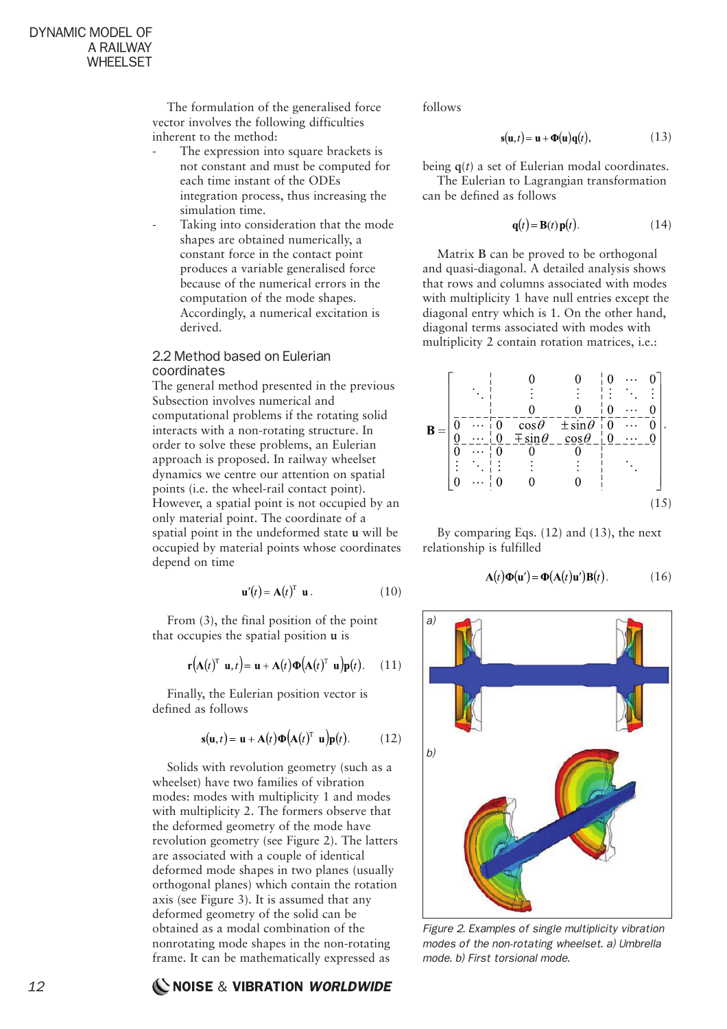The formulation of the generalised force vector involves the following difficulties inherent to the method:

- The expression into square brackets is not constant and must be computed for each time instant of the ODEs integration process, thus increasing the simulation time.
- Taking into consideration that the mode shapes are obtained numerically, a constant force in the contact point produces a variable generalised force because of the numerical errors in the computation of the mode shapes. Accordingly, a numerical excitation is derived.

## 2.2 Method based on Eulerian coordinates

The general method presented in the previous Subsection involves numerical and computational problems if the rotating solid interacts with a non-rotating structure. In order to solve these problems, an Eulerian approach is proposed. In railway wheelset dynamics we centre our attention on spatial points (i.e. the wheel-rail contact point). However, a spatial point is not occupied by an only material point. The coordinate of a spatial point in the undeformed state $\mathbf{u}$ will be occupied by material points whose coordinates depend on time

$$\mathbf{u}'(t) = \mathbf{A}(t)^{\mathrm{T}}\ \mathbf{u}\,. \tag{10}$$

From (3), the final position of the point that occupies the spatial position $\mathbf{u}$ is

$$\mathbf{r}\left(\mathbf{A}(t)^{\mathrm{T}}\ \mathbf{u}, t\right) = \mathbf{u} + \mathbf{A}(t)\boldsymbol{\Phi}\left(\mathbf{A}(t)^{\mathrm{T}}\ \mathbf{u}\right)\mathbf{p}(t). \tag{11}$$

Finally, the Eulerian position vector is defined as follows

$$\mathbf{s}(\mathbf{u}, t) = \mathbf{u} + \mathbf{A}(t)\boldsymbol{\Phi}\left(\mathbf{A}(t)^{\mathrm{T}}\ \mathbf{u}\right)\mathbf{p}(t). \tag{12}$$

Solids with revolution geometry (such as a wheelset) have two families of vibration modes: modes with multiplicity 1 and modes with multiplicity 2. The formers observe that the deformed geometry of the mode have revolution geometry (see Figure 2). The latters are associated with a couple of identical deformed mode shapes in two planes (usually orthogonal planes) which contain the rotation axis (see Figure 3). It is assumed that any deformed geometry of the solid can be obtained as a modal combination of the nonrotating mode shapes in the non-rotating frame. It can be mathematically expressed as follows

$$\mathbf{s}(\mathbf{u}, t) = \mathbf{u} + \boldsymbol{\Phi}(\mathbf{u})\mathbf{q}(t), \tag{13}$$

being $\mathbf{q}(t)$ a set of Eulerian modal coordinates.

The Eulerian to Lagrangian transformation can be defined as follows

$$\mathbf{q}(t) = \mathbf{B}(t)\,\mathbf{p}(t). \tag{14}$$

Matrix $\mathbf{B}$ can be proved to be orthogonal and quasi-diagonal. A detailed analysis shows that rows and columns associated with modes with multiplicity 1 have null entries except the diagonal entry which is 1. On the other hand, diagonal terms associated with modes with multiplicity 2 contain rotation matrices, i.e.:

$$\mathbf{B} = \left[\begin{array}{ccc|cc|ccc}
\ddots & & & 0 & 0 & 0 & \cdots & 0 \\
 & & & \vdots & \vdots & \vdots & \ddots & \vdots \\
 & & & 0 & 0 & 0 & \cdots & 0 \\
\hline
0 & \cdots & 0 & \cos\theta & \pm\sin\theta & 0 & \cdots & 0 \\
0 & \cdots & 0 & \mp\sin\theta & \cos\theta & 0 & \cdots & 0 \\
\hline
0 & \cdots & 0 & 0 & 0 & & & \\
\vdots & \ddots & \vdots & \vdots & \vdots & & \ddots & \\
0 & \cdots & 0 & 0 & 0 & & & 
\end{array}\right]. \tag{15}$$

By comparing Eqs. (12) and (13), the next relationship is fulfilled

$$\mathbf{A}(t)\boldsymbol{\Phi}(\mathbf{u}') = \boldsymbol{\Phi}\left(\mathbf{A}(t)\mathbf{u}'\right)\mathbf{B}(t). \tag{16}$$

*Figure 2. Examples of single multiplicity vibration modes of the non-rotating wheelset. a) Umbrella mode. b) First torsional mode.*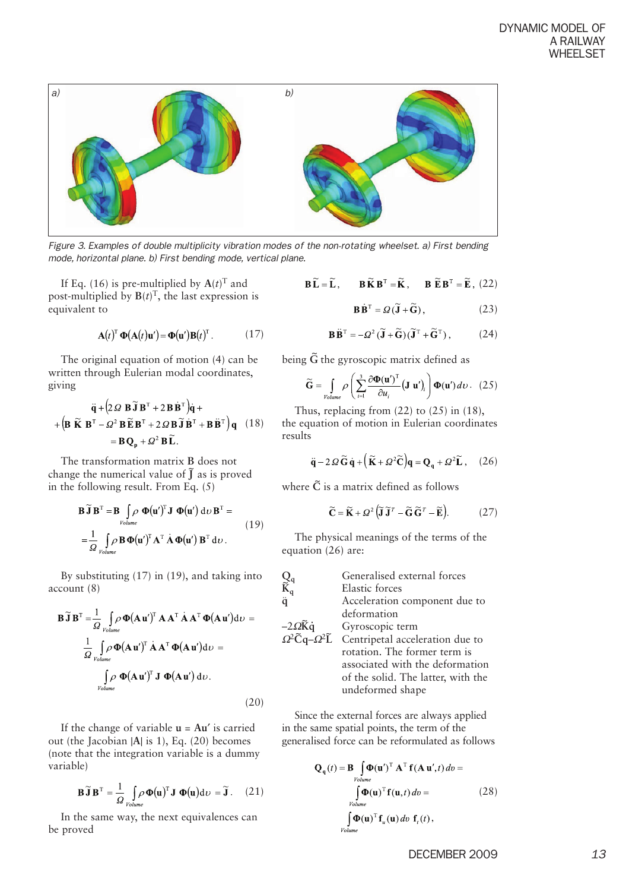Figure 3. Examples of double multiplicity vibration modes of the non-rotating wheelset. a) First bending mode, horizontal plane. b) First bending mode, vertical plane.

If Eq. (16) is pre-multiplied by $\mathbf{A}(t)^{\mathrm{T}}$ and post-multiplied by $\mathbf{B}(t)^{\mathrm{T}}$, the last expression is equivalent to

$$\mathbf{A}(t)^{\mathrm{T}}\,\mathbf{\Phi}(\mathbf{A}(t)\mathbf{u}') = \mathbf{\Phi}(\mathbf{u}')\mathbf{B}(t)^{\mathrm{T}}. \qquad (17)$$

The original equation of motion (4) can be written through Eulerian modal coordinates, giving

$$\begin{aligned}&\ddot{\mathbf{q}} + \left(2\Omega\,\mathbf{B}\tilde{\mathbf{J}}\mathbf{B}^{\mathrm{T}} + 2\mathbf{B}\dot{\mathbf{B}}^{\mathrm{T}}\right)\dot{\mathbf{q}} + \\ &+\left(\mathbf{B}\,\tilde{\mathbf{K}}\,\mathbf{B}^{\mathrm{T}} - \Omega^2\,\mathbf{B}\tilde{\mathbf{E}}\mathbf{B}^{\mathrm{T}} + 2\Omega\,\mathbf{B}\tilde{\mathbf{J}}\dot{\mathbf{B}}^{\mathrm{T}} + \mathbf{B}\ddot{\mathbf{B}}^{\mathrm{T}}\right)\mathbf{q} \\ &= \mathbf{B}\mathbf{Q}_{\mathbf{p}} + \Omega^2\,\mathbf{B}\tilde{\mathbf{L}}.\end{aligned} \qquad (18)$$

The transformation matrix $\mathbf{B}$ does not change the numerical value of $\tilde{\mathbf{J}}$ as is proved in the following result. From Eq. (5)

$$\begin{aligned}\mathbf{B}\tilde{\mathbf{J}}\mathbf{B}^{\mathrm{T}} &= \mathbf{B}\int_{Volume}\rho\;\mathbf{\Phi}(\mathbf{u}')^{\mathrm{T}}\,\mathbf{J}\;\mathbf{\Phi}(\mathbf{u}')\;\mathrm{d}\upsilon\,\mathbf{B}^{\mathrm{T}} = \\ &= \frac{1}{\Omega}\int_{Volume}\rho\,\mathbf{B}\,\mathbf{\Phi}(\mathbf{u}')^{\mathrm{T}}\,\mathbf{A}^{\mathrm{T}}\,\dot{\mathbf{A}}\,\mathbf{\Phi}(\mathbf{u}')\,\mathbf{B}^{\mathrm{T}}\,\mathrm{d}\upsilon.\end{aligned} \qquad (19)$$

By substituting (17) in (19), and taking into account (8)

$$\begin{aligned}\mathbf{B}\tilde{\mathbf{J}}\mathbf{B}^{\mathrm{T}} &= \frac{1}{\Omega}\int_{Volume}\rho\,\mathbf{\Phi}(\mathbf{A}\,\mathbf{u}')^{\mathrm{T}}\,\mathbf{A}\,\mathbf{A}^{\mathrm{T}}\,\dot{\mathbf{A}}\,\mathbf{A}^{\mathrm{T}}\,\mathbf{\Phi}(\mathbf{A}\,\mathbf{u}')\mathrm{d}\upsilon = \\ &\frac{1}{\Omega}\int_{Volume}\rho\,\mathbf{\Phi}(\mathbf{A}\,\mathbf{u}')^{\mathrm{T}}\,\dot{\mathbf{A}}\,\mathbf{A}^{\mathrm{T}}\,\mathbf{\Phi}(\mathbf{A}\,\mathbf{u}')\mathrm{d}\upsilon = \\ &\int_{Volume}\rho\;\mathbf{\Phi}(\mathbf{A}\,\mathbf{u}')^{\mathrm{T}}\;\mathbf{J}\;\mathbf{\Phi}(\mathbf{A}\,\mathbf{u}')\;\mathrm{d}\upsilon.\end{aligned} \qquad (20)$$

If the change of variable $\mathbf{u} = \mathbf{A}\mathbf{u}'$ is carried out (the Jacobian $|\mathbf{A}|$ is 1), Eq. (20) becomes (note that the integration variable is a dummy variable)

$$\mathbf{B}\tilde{\mathbf{J}}\mathbf{B}^{\mathrm{T}} = \frac{1}{\Omega}\int_{Volume}\rho\,\mathbf{\Phi}(\mathbf{u})^{\mathrm{T}}\,\mathbf{J}\;\mathbf{\Phi}(\mathbf{u})\mathrm{d}\upsilon = \tilde{\mathbf{J}}. \qquad (21)$$

In the same way, the next equivalences can be proved

$$\mathbf{B}\tilde{\mathbf{L}} = \tilde{\mathbf{L}}, \qquad \mathbf{B}\,\tilde{\mathbf{K}}\,\mathbf{B}^{\mathrm{T}} = \tilde{\mathbf{K}}, \qquad \mathbf{B}\;\tilde{\mathbf{E}}\,\mathbf{B}^{\mathrm{T}} = \tilde{\mathbf{E}}, \qquad (22)$$

$$\mathbf{B}\dot{\mathbf{B}}^{\mathrm{T}} = \Omega(\tilde{\mathbf{J}} + \tilde{\mathbf{G}}), \qquad (23)$$

$$\mathbf{B}\ddot{\mathbf{B}}^{\mathrm{T}} = -\Omega^2\,(\tilde{\mathbf{J}} + \tilde{\mathbf{G}})(\tilde{\mathbf{J}}^{\mathrm{T}} + \tilde{\mathbf{G}}^{\mathrm{T}}), \qquad (24)$$

being $\tilde{\mathbf{G}}$ the gyroscopic matrix defined as

$$\tilde{\mathbf{G}} = \int_{Volume}\rho\left(\sum_{i=1}^{3}\frac{\partial\mathbf{\Phi}(\mathbf{u}')^{\mathrm{T}}}{\partial u_i}(\mathbf{J}\;\mathbf{u}')_i\right)\mathbf{\Phi}(\mathbf{u}')\,d\upsilon. \qquad (25)$$

Thus, replacing from (22) to (25) in (18), the equation of motion in Eulerian coordinates results

$$\ddot{\mathbf{q}} - 2\,\Omega\,\tilde{\mathbf{G}}\,\dot{\mathbf{q}} + \left(\tilde{\mathbf{K}} + \Omega^2\tilde{\mathbf{C}}\right)\mathbf{q} = \mathbf{Q}_{\mathbf{q}} + \Omega^2\tilde{\mathbf{L}}, \qquad (26)$$

where $\tilde{\mathbf{C}}$ is a matrix defined as follows

$$\tilde{\mathbf{C}} = \tilde{\mathbf{K}} + \Omega^2\left(\tilde{\mathbf{J}}\,\tilde{\mathbf{J}}^{T} - \tilde{\mathbf{G}}\,\tilde{\mathbf{G}}^{T} - \tilde{\mathbf{E}}\right). \qquad (27)$$

The physical meanings of the terms of the equation (26) are:

| | |
|---|---|
| $\mathbf{Q}_{\mathbf{q}}$ | Generalised external forces |
| $\tilde{\mathbf{K}}_{\mathbf{q}}$ | Elastic forces |
| $\ddot{\mathbf{q}}$ | Acceleration component due to deformation |
| $-2\Omega\tilde{\mathbf{K}}\dot{\mathbf{q}}$ | Gyroscopic term |
| $\Omega^2\tilde{\mathbf{C}}\mathbf{q}-\Omega^2\tilde{\mathbf{L}}$ | Centripetal acceleration due to rotation. The former term is associated with the deformation of the solid. The latter, with the undeformed shape |

Since the external forces are always applied in the same spatial points, the term of the generalised force can be reformulated as follows

$$\begin{aligned}\mathbf{Q}_{\mathbf{q}}(t) &= \mathbf{B}\int_{Volume}\mathbf{\Phi}(\mathbf{u}')^{\mathrm{T}}\,\mathbf{A}^{\mathrm{T}}\,\mathbf{f}(\mathbf{A}\,\mathbf{u}',t)\,dv = \\ &\int_{Volume}\mathbf{\Phi}(\mathbf{u})^{\mathrm{T}}\,\mathbf{f}(\mathbf{u},t)\,dv = \\ &\int_{Volume}\mathbf{\Phi}(\mathbf{u})^{\mathrm{T}}\,\mathbf{f}_u(\mathbf{u})\,dv\;\mathbf{f}_t(t),\end{aligned} \qquad (28)$$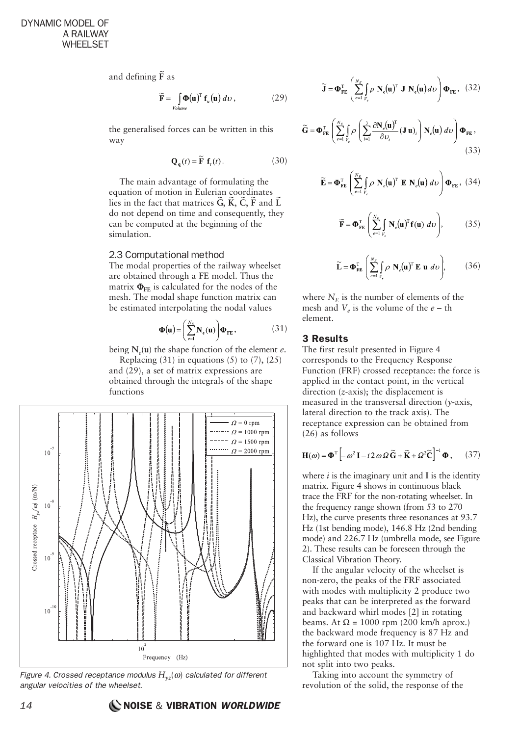and defining $\widetilde{\mathbf{F}}$ as

$$\widetilde{\mathbf{F}} = \int_{Volume} \mathbf{\Phi}(\mathbf{u})^{\mathrm{T}} \, \mathbf{f}_u(\mathbf{u}) \, d\upsilon \,, \tag{29}$$

the generalised forces can be written in this way

$$\mathbf{Q}_{\mathbf{q}}(t) = \widetilde{\mathbf{F}} \, \mathbf{f}_t(t) \,. \tag{30}$$

The main advantage of formulating the equation of motion in Eulerian coordinates lies in the fact that matrices $\widetilde{\mathbf{G}}$, $\widetilde{\mathbf{K}}$, $\widetilde{\mathbf{C}}$, $\widetilde{\mathbf{F}}$ and $\widetilde{\mathbf{L}}$ do not depend on time and consequently, they can be computed at the beginning of the simulation.

### 2.3 Computational method

The modal properties of the railway wheelset are obtained through a FE model. Thus the matrix $\mathbf{\Phi}_{\mathbf{FE}}$ is calculated for the nodes of the mesh. The modal shape function matrix can be estimated interpolating the nodal values

$$\mathbf{\Phi}(\mathbf{u}) = \left( \sum_{e=1}^{N_E} \mathbf{N}_e(\mathbf{u}) \right) \mathbf{\Phi}_{\mathbf{FE}} \,, \tag{31}$$

being $\mathbf{N}_e(\mathbf{u})$ the shape function of the element $e$.

Replacing (31) in equations (5) to (7), (25) and (29), a set of matrix expressions are obtained through the integrals of the shape functions

$$\widetilde{\mathbf{J}} = \mathbf{\Phi}_{\mathbf{FE}}^{\mathrm{T}} \left( \sum_{e=1}^{N_E} \int_{V_e} \rho \; \mathbf{N}_e(\mathbf{u})^{\mathrm{T}} \; \mathbf{J} \; \mathbf{N}_e(\mathbf{u}) d\upsilon \right) \mathbf{\Phi}_{\mathbf{FE}} \,, \tag{32}$$

$$\widetilde{\mathbf{G}} = \mathbf{\Phi}_{\mathbf{FE}}^{\mathrm{T}} \left( \sum_{e=1}^{N_E} \int_{V_e} \rho \left( \sum_{i=1}^{3} \frac{\partial \mathbf{N}_e(\mathbf{u})^{\mathrm{T}}}{\partial \upsilon_i} (\mathbf{J}\,\mathbf{u})_i \right) \mathbf{N}_e(\mathbf{u}) \; d\upsilon \right) \mathbf{\Phi}_{\mathbf{FE}} \,, \tag{33}$$

$$\widetilde{\mathbf{E}} = \mathbf{\Phi}_{\mathbf{FE}}^{\mathrm{T}} \left( \sum_{e=1}^{N_E} \int_{V_e} \rho \; \mathbf{N}_e(\mathbf{u})^{\mathrm{T}} \; \mathbf{E} \; \mathbf{N}_e(\mathbf{u}) \; d\upsilon \right) \mathbf{\Phi}_{\mathbf{FE}} \,, \tag{34}$$

$$\widetilde{\mathbf{F}} = \mathbf{\Phi}_{\mathbf{FE}}^{\mathrm{T}} \left( \sum_{e=1}^{N_E} \int_{V_e} \mathbf{N}_e(\mathbf{u})^{\mathrm{T}} \mathbf{f}(\mathbf{u}) \; d\upsilon \right), \tag{35}$$

$$\widetilde{\mathbf{L}} = \mathbf{\Phi}_{\mathbf{FE}}^{\mathrm{T}} \left( \sum_{e=1}^{N_E} \int_{V_e} \rho \; \mathbf{N}_e(\mathbf{u})^{\mathrm{T}} \; \mathbf{E} \; \mathbf{u} \; d\upsilon \right), \tag{36}$$

where $N_E$ is the number of elements of the mesh and $V_e$ is the volume of the $e$ – th element.

## 3 Results

The first result presented in Figure 4 corresponds to the Frequency Response Function (FRF) crossed receptance: the force is applied in the contact point, in the vertical direction ($z$-axis); the displacement is measured in the transversal direction ($y$-axis, lateral direction to the track axis). The receptance expression can be obtained from (26) as follows

$$\mathbf{H}(\omega) = \mathbf{\Phi}^{\mathrm{T}} \left[ -\omega^2 \, \mathbf{I} - i \, 2 \, \omega \, \Omega \, \widetilde{\mathbf{G}} + \widetilde{\mathbf{K}} + \Omega^2 \widetilde{\mathbf{C}} \right]^{-1} \mathbf{\Phi} \,, \tag{37}$$

where $i$ is the imaginary unit and $\mathbf{I}$ is the identity matrix. Figure 4 shows in continuous black trace the FRF for the non-rotating wheelset. In the frequency range shown (from 53 to 270 Hz), the curve presents three resonances at 93.7 Hz (1st bending mode), 146.8 Hz (2nd bending mode) and 226.7 Hz (umbrella mode, see Figure 2). These results can be foreseen through the Classical Vibration Theory.

If the angular velocity of the wheelset is non-zero, the peaks of the FRF associated with modes with multiplicity 2 produce two peaks that can be interpreted as the forward and backward whirl modes [2] in rotating beams. At $\Omega$ = 1000 rpm (200 km/h aprox.) the backward mode frequency is 87 Hz and the forward one is 107 Hz. It must be highlighted that modes with multiplicity 1 do not split into two peaks.

Taking into account the symmetry of revolution of the solid, the response of the

*Figure 4. Crossed receptance modulus $H_{yz}(\omega)$ calculated for different angular velocities of the wheelset.*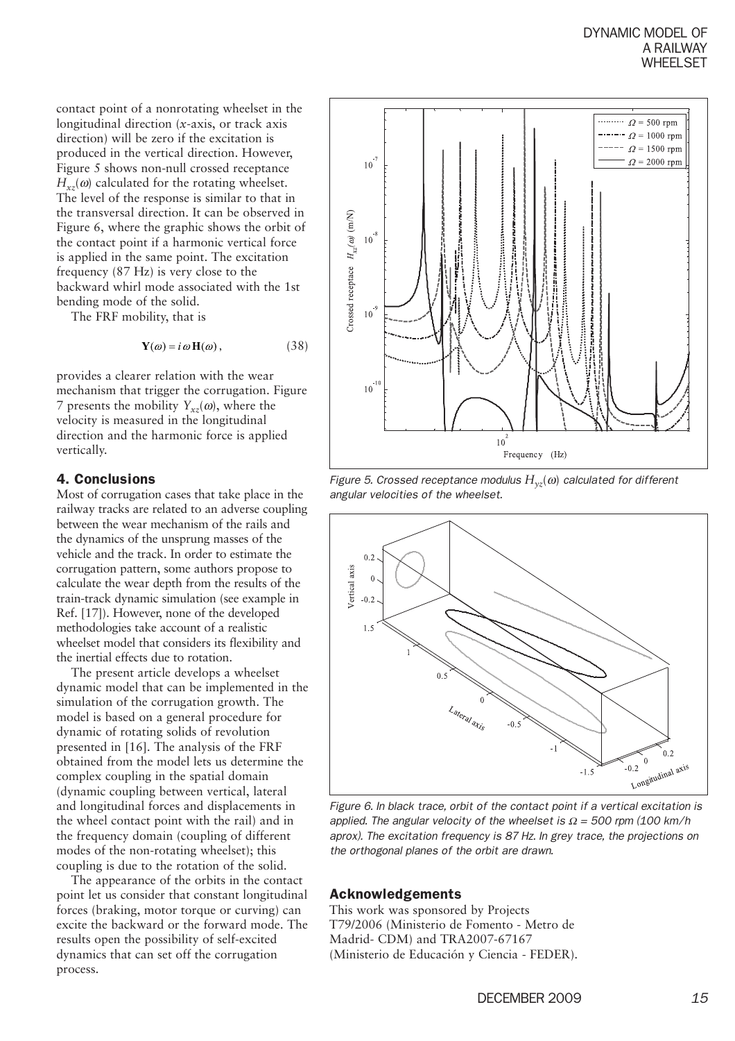contact point of a nonrotating wheelset in the longitudinal direction ($x$-axis, or track axis direction) will be zero if the excitation is produced in the vertical direction. However, Figure 5 shows non-null crossed receptance $H_{xz}(\omega)$ calculated for the rotating wheelset. The level of the response is similar to that in the transversal direction. It can be observed in Figure 6, where the graphic shows the orbit of the contact point if a harmonic vertical force is applied in the same point. The excitation frequency (87 Hz) is very close to the backward whirl mode associated with the 1st bending mode of the solid.

The FRF mobility, that is

$$\mathbf{Y}(\omega) = i\,\omega\,\mathbf{H}(\omega)\,, \tag{38}$$

provides a clearer relation with the wear mechanism that trigger the corrugation. Figure 7 presents the mobility $Y_{xz}(\omega)$, where the velocity is measured in the longitudinal direction and the harmonic force is applied vertically.

## 4. Conclusions

Most of corrugation cases that take place in the railway tracks are related to an adverse coupling between the wear mechanism of the rails and the dynamics of the unsprung masses of the vehicle and the track. In order to estimate the corrugation pattern, some authors propose to calculate the wear depth from the results of the train-track dynamic simulation (see example in Ref. [17]). However, none of the developed methodologies take account of a realistic wheelset model that considers its flexibility and the inertial effects due to rotation.

The present article develops a wheelset dynamic model that can be implemented in the simulation of the corrugation growth. The model is based on a general procedure for dynamic of rotating solids of revolution presented in [16]. The analysis of the FRF obtained from the model lets us determine the complex coupling in the spatial domain (dynamic coupling between vertical, lateral and longitudinal forces and displacements in the wheel contact point with the rail) and in the frequency domain (coupling of different modes of the non-rotating wheelset); this coupling is due to the rotation of the solid.

The appearance of the orbits in the contact point let us consider that constant longitudinal forces (braking, motor torque or curving) can excite the backward or the forward mode. The results open the possibility of self-excited dynamics that can set off the corrugation process.

*Figure 5. Crossed receptance modulus $H_{yz}(\omega)$ calculated for different angular velocities of the wheelset.*

*Figure 6. In black trace, orbit of the contact point if a vertical excitation is applied. The angular velocity of the wheelset is $\Omega$ = 500 rpm (100 km/h aprox). The excitation frequency is 87 Hz. In grey trace, the projections on the orthogonal planes of the orbit are drawn.*

## Acknowledgements

This work was sponsored by Projects T79/2006 (Ministerio de Fomento - Metro de Madrid- CDM) and TRA2007-67167 (Ministerio de Educación y Ciencia - FEDER).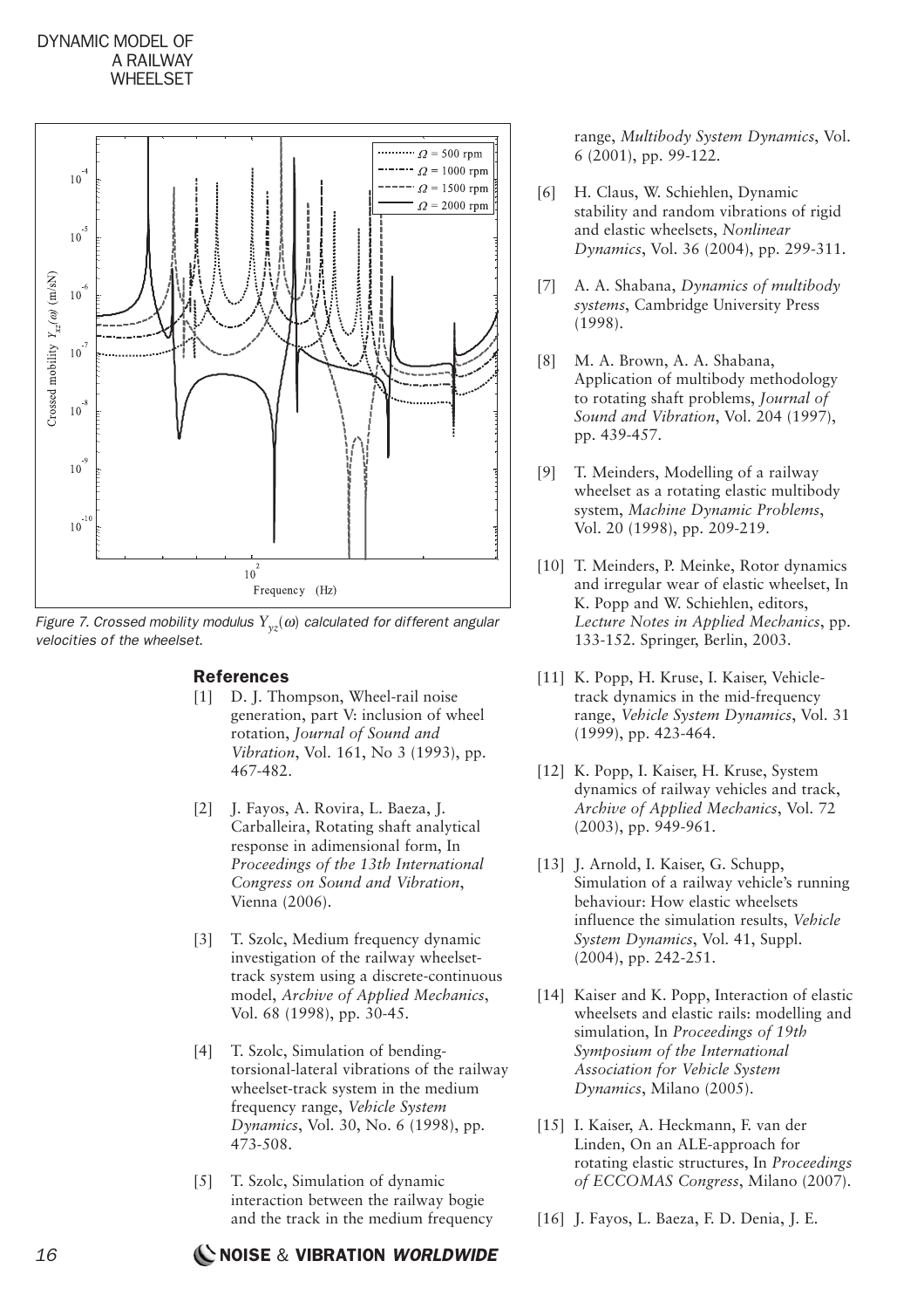Figure 7. Crossed mobility modulus $Y_{yz}(\omega)$ calculated for different angular velocities of the wheelset.

## References

[1] D. J. Thompson, Wheel-rail noise generation, part V: inclusion of wheel rotation, *Journal of Sound and Vibration*, Vol. 161, No 3 (1993), pp. 467-482.

[2] J. Fayos, A. Rovira, L. Baeza, J. Carballeira, Rotating shaft analytical response in adimensional form, In *Proceedings of the 13th International Congress on Sound and Vibration*, Vienna (2006).

[3] T. Szolc, Medium frequency dynamic investigation of the railway wheelset-track system using a discrete-continuous model, *Archive of Applied Mechanics*, Vol. 68 (1998), pp. 30-45.

[4] T. Szolc, Simulation of bending-torsional-lateral vibrations of the railway wheelset-track system in the medium frequency range, *Vehicle System Dynamics*, Vol. 30, No. 6 (1998), pp. 473-508.

[5] T. Szolc, Simulation of dynamic interaction between the railway bogie and the track in the medium frequency range, *Multibody System Dynamics*, Vol. 6 (2001), pp. 99-122.

[6] H. Claus, W. Schiehlen, Dynamic stability and random vibrations of rigid and elastic wheelsets, *Nonlinear Dynamics*, Vol. 36 (2004), pp. 299-311.

[7] A. A. Shabana, *Dynamics of multibody systems*, Cambridge University Press (1998).

[8] M. A. Brown, A. A. Shabana, Application of multibody methodology to rotating shaft problems, *Journal of Sound and Vibration*, Vol. 204 (1997), pp. 439-457.

[9] T. Meinders, Modelling of a railway wheelset as a rotating elastic multibody system, *Machine Dynamic Problems*, Vol. 20 (1998), pp. 209-219.

[10] T. Meinders, P. Meinke, Rotor dynamics and irregular wear of elastic wheelset, In K. Popp and W. Schiehlen, editors, *Lecture Notes in Applied Mechanics*, pp. 133-152. Springer, Berlin, 2003.

[11] K. Popp, H. Kruse, I. Kaiser, Vehicle-track dynamics in the mid-frequency range, *Vehicle System Dynamics*, Vol. 31 (1999), pp. 423-464.

[12] K. Popp, I. Kaiser, H. Kruse, System dynamics of railway vehicles and track, *Archive of Applied Mechanics*, Vol. 72 (2003), pp. 949-961.

[13] J. Arnold, I. Kaiser, G. Schupp, Simulation of a railway vehicle's running behaviour: How elastic wheelsets influence the simulation results, *Vehicle System Dynamics*, Vol. 41, Suppl. (2004), pp. 242-251.

[14] Kaiser and K. Popp, Interaction of elastic wheelsets and elastic rails: modelling and simulation, In *Proceedings of 19th Symposium of the International Association for Vehicle System Dynamics*, Milano (2005).

[15] I. Kaiser, A. Heckmann, F. van der Linden, On an ALE-approach for rotating elastic structures, In *Proceedings of ECCOMAS Congress*, Milano (2007).

[16] J. Fayos, L. Baeza, F. D. Denia, J. E.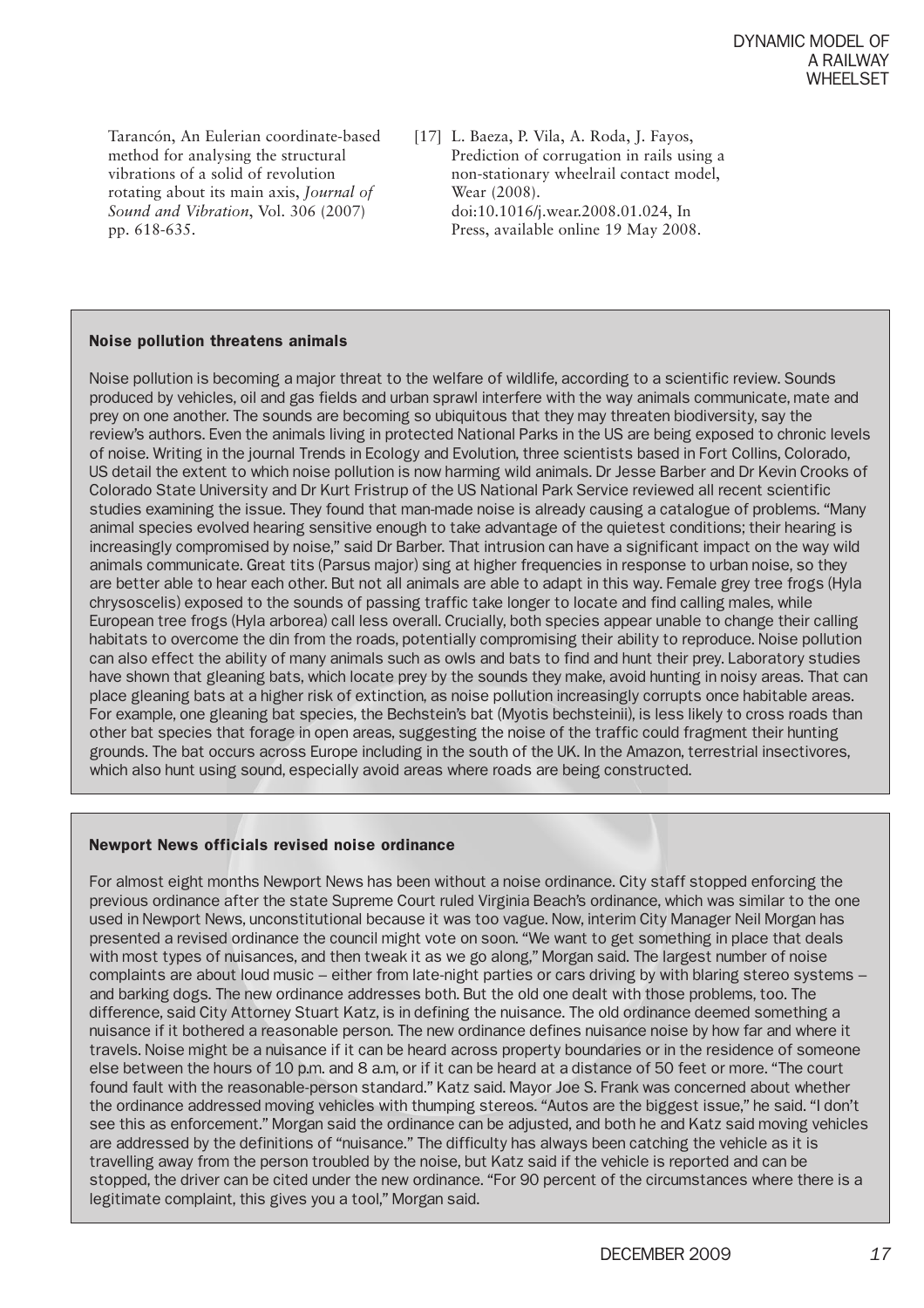Tarancón, An Eulerian coordinate-based method for analysing the structural vibrations of a solid of revolution rotating about its main axis, *Journal of Sound and Vibration*, Vol. 306 (2007) pp. 618-635.

[17] L. Baeza, P. Vila, A. Roda, J. Fayos, Prediction of corrugation in rails using a non-stationary wheelrail contact model, Wear (2008). doi:10.1016/j.wear.2008.01.024, In Press, available online 19 May 2008.

### Noise pollution threatens animals

Noise pollution is becoming a major threat to the welfare of wildlife, according to a scientific review. Sounds produced by vehicles, oil and gas fields and urban sprawl interfere with the way animals communicate, mate and prey on one another. The sounds are becoming so ubiquitous that they may threaten biodiversity, say the review's authors. Even the animals living in protected National Parks in the US are being exposed to chronic levels of noise. Writing in the journal Trends in Ecology and Evolution, three scientists based in Fort Collins, Colorado, US detail the extent to which noise pollution is now harming wild animals. Dr Jesse Barber and Dr Kevin Crooks of Colorado State University and Dr Kurt Fristrup of the US National Park Service reviewed all recent scientific studies examining the issue. They found that man-made noise is already causing a catalogue of problems. "Many animal species evolved hearing sensitive enough to take advantage of the quietest conditions; their hearing is increasingly compromised by noise," said Dr Barber. That intrusion can have a significant impact on the way wild animals communicate. Great tits (Parsus major) sing at higher frequencies in response to urban noise, so they are better able to hear each other. But not all animals are able to adapt in this way. Female grey tree frogs (Hyla chrysoscelis) exposed to the sounds of passing traffic take longer to locate and find calling males, while European tree frogs (Hyla arborea) call less overall. Crucially, both species appear unable to change their calling habitats to overcome the din from the roads, potentially compromising their ability to reproduce. Noise pollution can also effect the ability of many animals such as owls and bats to find and hunt their prey. Laboratory studies have shown that gleaning bats, which locate prey by the sounds they make, avoid hunting in noisy areas. That can place gleaning bats at a higher risk of extinction, as noise pollution increasingly corrupts once habitable areas. For example, one gleaning bat species, the Bechstein's bat (Myotis bechsteinii), is less likely to cross roads than other bat species that forage in open areas, suggesting the noise of the traffic could fragment their hunting grounds. The bat occurs across Europe including in the south of the UK. In the Amazon, terrestrial insectivores, which also hunt using sound, especially avoid areas where roads are being constructed.

### Newport News officials revised noise ordinance

For almost eight months Newport News has been without a noise ordinance. City staff stopped enforcing the previous ordinance after the state Supreme Court ruled Virginia Beach's ordinance, which was similar to the one used in Newport News, unconstitutional because it was too vague. Now, interim City Manager Neil Morgan has presented a revised ordinance the council might vote on soon. "We want to get something in place that deals with most types of nuisances, and then tweak it as we go along," Morgan said. The largest number of noise complaints are about loud music – either from late-night parties or cars driving by with blaring stereo systems – and barking dogs. The new ordinance addresses both. But the old one dealt with those problems, too. The difference, said City Attorney Stuart Katz, is in defining the nuisance. The old ordinance deemed something a nuisance if it bothered a reasonable person. The new ordinance defines nuisance noise by how far and where it travels. Noise might be a nuisance if it can be heard across property boundaries or in the residence of someone else between the hours of 10 p.m. and 8 a.m, or if it can be heard at a distance of 50 feet or more. "The court found fault with the reasonable-person standard." Katz said. Mayor Joe S. Frank was concerned about whether the ordinance addressed moving vehicles with thumping stereos. "Autos are the biggest issue," he said. "I don't see this as enforcement." Morgan said the ordinance can be adjusted, and both he and Katz said moving vehicles are addressed by the definitions of "nuisance." The difficulty has always been catching the vehicle as it is travelling away from the person troubled by the noise, but Katz said if the vehicle is reported and can be stopped, the driver can be cited under the new ordinance. "For 90 percent of the circumstances where there is a legitimate complaint, this gives you a tool," Morgan said.